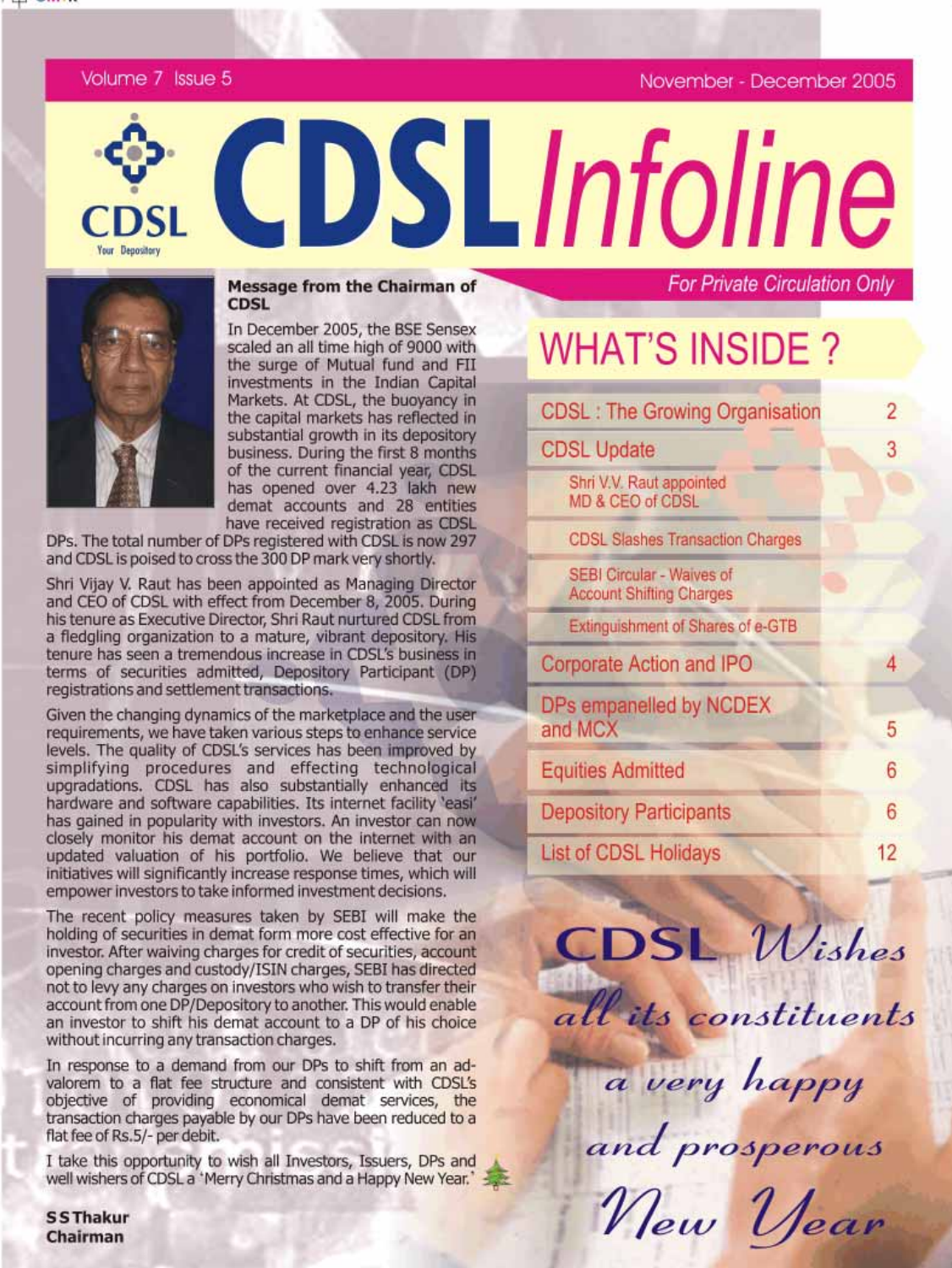# CDSL Infoline

Volume 7 Issue 5 — November - December 2005

*For Private Circulation Only*

## Message from the Chairman of CDSL

In December 2005, the BSE Sensex scaled an all time high of 9000 with the surge of Mutual fund and FII investments in the Indian Capital Markets. At CDSL, the buoyancy in the capital markets has reflected in substantial growth in its depository business. During the first 8 months of the current financial year, CDSL has opened over 4.23 lakh new demat accounts and 28 entities have received registration as CDSL DPs. The total number of DPs registered with CDSL is now 297 and CDSL is poised to cross the 300 DP mark very shortly.

Shri Vijay V. Raut has been appointed as Managing Director and CEO of CDSL with effect from December 8, 2005. During his tenure as Executive Director, Shri Raut nurtured CDSL from a fledgling organization to a mature, vibrant depository. His tenure has seen a tremendous increase in CDSL's business in terms of securities admitted, Depository Participant (DP) registrations and settlement transactions.

Given the changing dynamics of the marketplace and the user requirements, we have taken various steps to enhance service levels. The quality of CDSL's services has been improved by simplifying procedures and effecting technological upgradations. CDSL has also substantially enhanced its hardware and software capabilities. Its internet facility 'easi' has gained in popularity with investors. An investor can now closely monitor his demat account on the internet with an updated valuation of his portfolio. We believe that our initiatives will significantly increase response times, which will empower investors to take informed investment decisions.

The recent policy measures taken by SEBI will make the holding of securities in demat form more cost effective for an investor. After waiving charges for credit of securities, account opening charges and custody/ISIN charges, SEBI has directed not to levy any charges on investors who wish to transfer their account from one DP/Depository to another. This would enable an investor to shift his demat account to a DP of his choice without incurring any transaction charges.

In response to a demand from our DPs to shift from an ad-valorem to a flat fee structure and consistent with CDSL's objective of providing economical demat services, the transaction charges payable by our DPs have been reduced to a flat fee of Rs.5/- per debit.

I take this opportunity to wish all Investors, Issuers, DPs and well wishers of CDSL a 'Merry Christmas and a Happy New Year.'

**S S Thakur**
**Chairman**

## WHAT'S INSIDE ?

| | |
|---|---|
| CDSL : The Growing Organisation | 2 |
| CDSL Update | 3 |
| Shri V.V. Raut appointed MD & CEO of CDSL | |
| CDSL Slashes Transaction Charges | |
| SEBI Circular - Waives of Account Shifting Charges | |
| Extinguishment of Shares of e-GTB | |
| Corporate Action and IPO | 4 |
| DPs empanelled by NCDEX and MCX | 5 |
| Equities Admitted | 6 |
| Depository Participants | 6 |
| List of CDSL Holidays | 12 |

*CDSL Wishes all its constituents a very happy and prosperous New Year*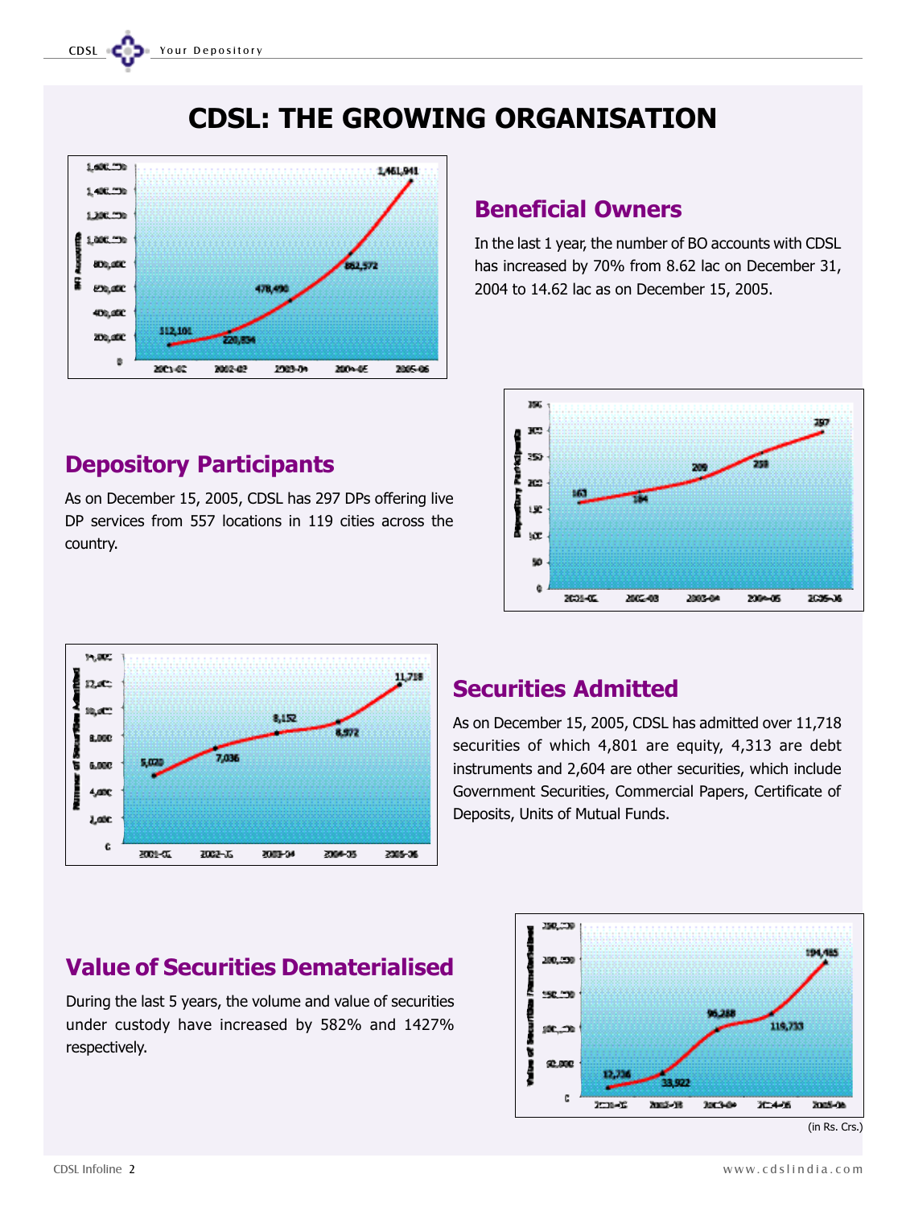# CDSL: THE GROWING ORGANISATION

## Beneficial Owners

In the last 1 year, the number of BO accounts with CDSL has increased by 70% from 8.62 lac on December 31, 2004 to 14.62 lac as on December 15, 2005.

## Depository Participants

As on December 15, 2005, CDSL has 297 DPs offering live DP services from 557 locations in 119 cities across the country.

## Securities Admitted

As on December 15, 2005, CDSL has admitted over 11,718 securities of which 4,801 are equity, 4,313 are debt instruments and 2,604 are other securities, which include Government Securities, Commercial Papers, Certificate of Deposits, Units of Mutual Funds.

## Value of Securities Dematerialised

During the last 5 years, the volume and value of securities under custody have increased by 582% and 1427% respectively.

(in Rs. Crs.)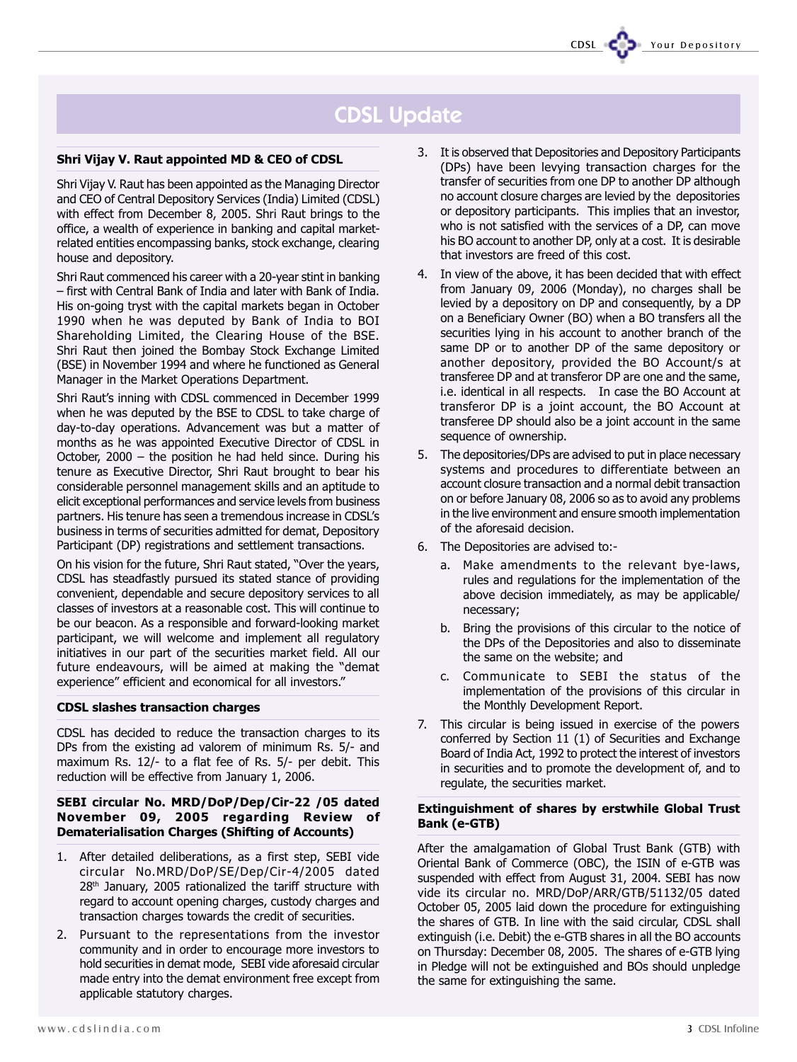# CDSL Update

### Shri Vijay V. Raut appointed MD & CEO of CDSL

Shri Vijay V. Raut has been appointed as the Managing Director and CEO of Central Depository Services (India) Limited (CDSL) with effect from December 8, 2005. Shri Raut brings to the office, a wealth of experience in banking and capital market-related entities encompassing banks, stock exchange, clearing house and depository.

Shri Raut commenced his career with a 20-year stint in banking – first with Central Bank of India and later with Bank of India. His on-going tryst with the capital markets began in October 1990 when he was deputed by Bank of India to BOI Shareholding Limited, the Clearing House of the BSE. Shri Raut then joined the Bombay Stock Exchange Limited (BSE) in November 1994 and where he functioned as General Manager in the Market Operations Department.

Shri Raut's inning with CDSL commenced in December 1999 when he was deputed by the BSE to CDSL to take charge of day-to-day operations. Advancement was but a matter of months as he was appointed Executive Director of CDSL in October, 2000 – the position he had held since. During his tenure as Executive Director, Shri Raut brought to bear his considerable personnel management skills and an aptitude to elicit exceptional performances and service levels from business partners. His tenure has seen a tremendous increase in CDSL's business in terms of securities admitted for demat, Depository Participant (DP) registrations and settlement transactions.

On his vision for the future, Shri Raut stated, "Over the years, CDSL has steadfastly pursued its stated stance of providing convenient, dependable and secure depository services to all classes of investors at a reasonable cost. This will continue to be our beacon. As a responsible and forward-looking market participant, we will welcome and implement all regulatory initiatives in our part of the securities market field. All our future endeavours, will be aimed at making the "demat experience" efficient and economical for all investors."

### CDSL slashes transaction charges

CDSL has decided to reduce the transaction charges to its DPs from the existing ad valorem of minimum Rs. 5/- and maximum Rs. 12/- to a flat fee of Rs. 5/- per debit. This reduction will be effective from January 1, 2006.

### SEBI circular No. MRD/DoP/Dep/Cir-22 /05 dated November 09, 2005 regarding Review of Dematerialisation Charges (Shifting of Accounts)

1. After detailed deliberations, as a first step, SEBI vide circular No.MRD/DoP/SE/Dep/Cir-4/2005 dated 28th January, 2005 rationalized the tariff structure with regard to account opening charges, custody charges and transaction charges towards the credit of securities.
2. Pursuant to the representations from the investor community and in order to encourage more investors to hold securities in demat mode, SEBI vide aforesaid circular made entry into the demat environment free except from applicable statutory charges.
3. It is observed that Depositories and Depository Participants (DPs) have been levying transaction charges for the transfer of securities from one DP to another DP although no account closure charges are levied by the depositories or depository participants. This implies that an investor, who is not satisfied with the services of a DP, can move his BO account to another DP, only at a cost. It is desirable that investors are freed of this cost.
4. In view of the above, it has been decided that with effect from January 09, 2006 (Monday), no charges shall be levied by a depository on DP and consequently, by a DP on a Beneficiary Owner (BO) when a BO transfers all the securities lying in his account to another branch of the same DP or to another DP of the same depository or another depository, provided the BO Account/s at transferee DP and at transferor DP are one and the same, i.e. identical in all respects. In case the BO Account at transferor DP is a joint account, the BO Account at transferee DP should also be a joint account in the same sequence of ownership.
5. The depositories/DPs are advised to put in place necessary systems and procedures to differentiate between an account closure transaction and a normal debit transaction on or before January 08, 2006 so as to avoid any problems in the live environment and ensure smooth implementation of the aforesaid decision.
6. The Depositories are advised to:-
   a. Make amendments to the relevant bye-laws, rules and regulations for the implementation of the above decision immediately, as may be applicable/necessary;
   b. Bring the provisions of this circular to the notice of the DPs of the Depositories and also to disseminate the same on the website; and
   c. Communicate to SEBI the status of the implementation of the provisions of this circular in the Monthly Development Report.
7. This circular is being issued in exercise of the powers conferred by Section 11 (1) of Securities and Exchange Board of India Act, 1992 to protect the interest of investors in securities and to promote the development of, and to regulate, the securities market.

### Extinguishment of shares by erstwhile Global Trust Bank (e-GTB)

After the amalgamation of Global Trust Bank (GTB) with Oriental Bank of Commerce (OBC), the ISIN of e-GTB was suspended with effect from August 31, 2004. SEBI has now vide its circular no. MRD/DoP/ARR/GTB/51132/05 dated October 05, 2005 laid down the procedure for extinguishing the shares of GTB. In line with the said circular, CDSL shall extinguish (i.e. Debit) the e-GTB shares in all the BO accounts on Thursday: December 08, 2005. The shares of e-GTB lying in Pledge will not be extinguished and BOs should unpledge the same for extinguishing the same.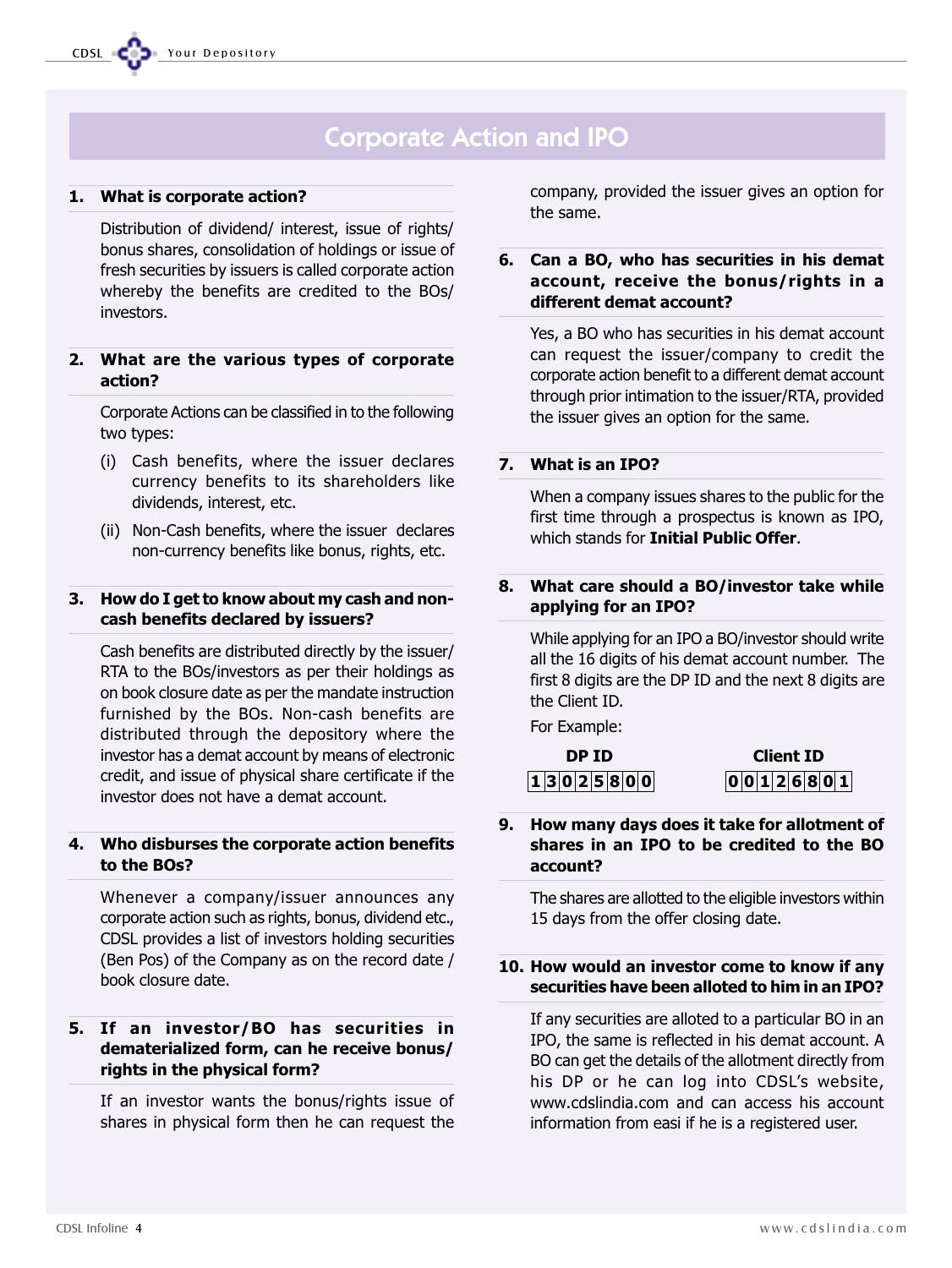## Corporate Action and IPO

**1. What is corporate action?**

Distribution of dividend/ interest, issue of rights/ bonus shares, consolidation of holdings or issue of fresh securities by issuers is called corporate action whereby the benefits are credited to the BOs/ investors.

**2. What are the various types of corporate action?**

Corporate Actions can be classified in to the following two types:

(i) Cash benefits, where the issuer declares currency benefits to its shareholders like dividends, interest, etc.

(ii) Non-Cash benefits, where the issuer declares non-currency benefits like bonus, rights, etc.

**3. How do I get to know about my cash and non-cash benefits declared by issuers?**

Cash benefits are distributed directly by the issuer/ RTA to the BOs/investors as per their holdings as on book closure date as per the mandate instruction furnished by the BOs. Non-cash benefits are distributed through the depository where the investor has a demat account by means of electronic credit, and issue of physical share certificate if the investor does not have a demat account.

**4. Who disburses the corporate action benefits to the BOs?**

Whenever a company/issuer announces any corporate action such as rights, bonus, dividend etc., CDSL provides a list of investors holding securities (Ben Pos) of the Company as on the record date / book closure date.

**5. If an investor/BO has securities in dematerialized form, can he receive bonus/ rights in the physical form?**

If an investor wants the bonus/rights issue of shares in physical form then he can request the company, provided the issuer gives an option for the same.

**6. Can a BO, who has securities in his demat account, receive the bonus/rights in a different demat account?**

Yes, a BO who has securities in his demat account can request the issuer/company to credit the corporate action benefit to a different demat account through prior intimation to the issuer/RTA, provided the issuer gives an option for the same.

**7. What is an IPO?**

When a company issues shares to the public for the first time through a prospectus is known as IPO, which stands for **Initial Public Offer**.

**8. What care should a BO/investor take while applying for an IPO?**

While applying for an IPO a BO/investor should write all the 16 digits of his demat account number. The first 8 digits are the DP ID and the next 8 digits are the Client ID.

For Example:

| DP ID | Client ID |
|---|---|
| 1 3 0 2 5 8 0 0 | 0 0 1 2 6 8 0 1 |

**9. How many days does it take for allotment of shares in an IPO to be credited to the BO account?**

The shares are allotted to the eligible investors within 15 days from the offer closing date.

**10. How would an investor come to know if any securities have been alloted to him in an IPO?**

If any securities are alloted to a particular BO in an IPO, the same is reflected in his demat account. A BO can get the details of the allotment directly from his DP or he can log into CDSL's website, www.cdslindia.com and can access his account information from easi if he is a registered user.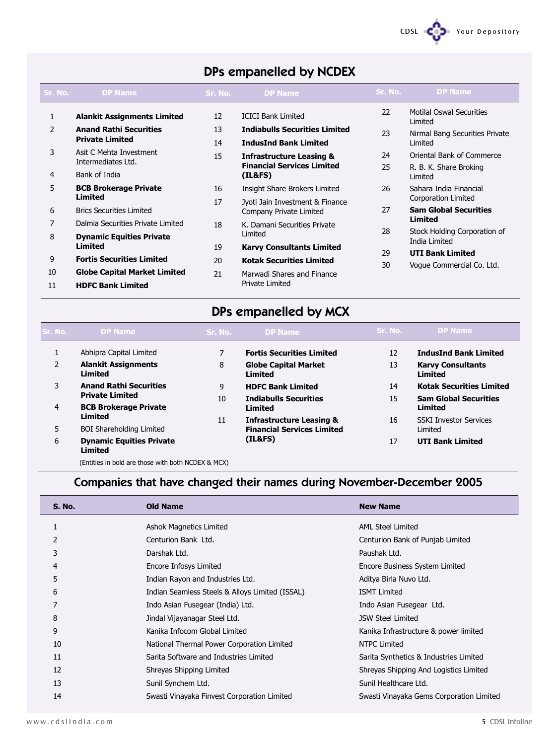## DPs empanelled by NCDEX

| Sr. No. | DP Name |
|---|---|
| 1 | **Alankit Assignments Limited** |
| 2 | **Anand Rathi Securities Private Limited** |
| 3 | Asit C Mehta Investment Intermediates Ltd. |
| 4 | Bank of India |
| 5 | **BCB Brokerage Private Limited** |
| 6 | Brics Securities Limited |
| 7 | Dalmia Securities Private Limited |
| 8 | **Dynamic Equities Private Limited** |
| 9 | **Fortis Securities Limited** |
| 10 | **Globe Capital Market Limited** |
| 11 | **HDFC Bank Limited** |
| 12 | ICICI Bank Limited |
| 13 | **Indiabulls Securities Limited** |
| 14 | **IndusInd Bank Limited** |
| 15 | **Infrastructure Leasing & Financial Services Limited (IL&FS)** |
| 16 | Insight Share Brokers Limited |
| 17 | Jyoti Jain Investment & Finance Company Private Limited |
| 18 | K. Damani Securities Private Limited |
| 19 | **Karvy Consultants Limited** |
| 20 | **Kotak Securities Limited** |
| 21 | Marwadi Shares and Finance Private Limited |
| 22 | Motilal Oswal Securities Limited |
| 23 | Nirmal Bang Securities Private Limited |
| 24 | Oriental Bank of Commerce |
| 25 | R. B. K. Share Broking Limited |
| 26 | Sahara India Financial Corporation Limited |
| 27 | **Sam Global Securities Limited** |
| 28 | Stock Holding Corporation of India Limited |
| 29 | **UTI Bank Limited** |
| 30 | Vogue Commercial Co. Ltd. |

## DPs empanelled by MCX

| Sr. No. | DP Name |
|---|---|
| 1 | Abhipra Capital Limited |
| 2 | **Alankit Assignments Limited** |
| 3 | **Anand Rathi Securities Private Limited** |
| 4 | **BCB Brokerage Private Limited** |
| 5 | BOI Shareholding Limited |
| 6 | **Dynamic Equities Private Limited** |
| 7 | **Fortis Securities Limited** |
| 8 | **Globe Capital Market Limited** |
| 9 | **HDFC Bank Limited** |
| 10 | **Indiabulls Securities Limited** |
| 11 | **Infrastructure Leasing & Financial Services Limited (IL&FS)** |
| 12 | **IndusInd Bank Limited** |
| 13 | **Karvy Consultants Limited** |
| 14 | **Kotak Securities Limited** |
| 15 | **Sam Global Securities Limited** |
| 16 | SSKI Investor Services Limited |
| 17 | **UTI Bank Limited** |

(Entities in bold are those with both NCDEX & MCX)

## Companies that have changed their names during November-December 2005

| S. No. | Old Name | New Name |
|---|---|---|
| 1 | Ashok Magnetics Limited | AML Steel Limited |
| 2 | Centurion Bank Ltd. | Centurion Bank of Punjab Limited |
| 3 | Darshak Ltd. | Paushak Ltd. |
| 4 | Encore Infosys Limited | Encore Business System Limited |
| 5 | Indian Rayon and Industries Ltd. | Aditya Birla Nuvo Ltd. |
| 6 | Indian Seamless Steels & Alloys Limited (ISSAL) | ISMT Limited |
| 7 | Indo Asian Fusegear (India) Ltd. | Indo Asian Fusegear Ltd. |
| 8 | Jindal Vijayanagar Steel Ltd. | JSW Steel Limited |
| 9 | Kanika Infocom Global Limited | Kanika Infrastructure & power limited |
| 10 | National Thermal Power Corporation Limited | NTPC Limited |
| 11 | Sarita Software and Industries Limited | Sarita Synthetics & Industries Limited |
| 12 | Shreyas Shipping Limited | Shreyas Shipping And Logistics Limited |
| 13 | Sunil Synchem Ltd. | Sunil Healthcare Ltd. |
| 14 | Swasti Vinayaka Finvest Corporation Limited | Swasti Vinayaka Gems Corporation Limited |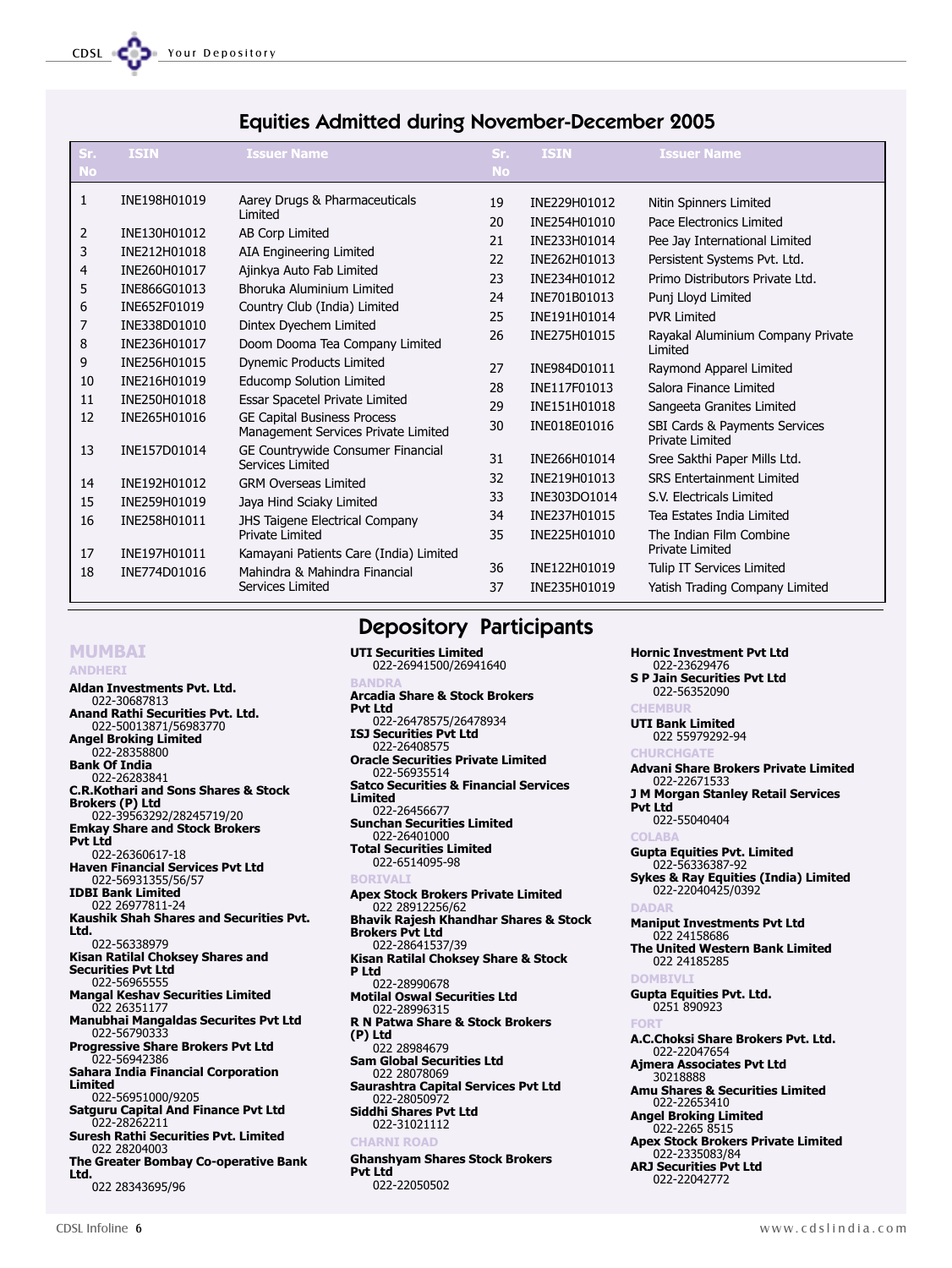## Equities Admitted during November-December 2005

| Sr. No | ISIN | Issuer Name | Sr. No | ISIN | Issuer Name |
|---|---|---|---|---|---|
| 1 | INE198H01019 | Aarey Drugs & Pharmaceuticals Limited | 19 | INE229H01012 | Nitin Spinners Limited |
| 2 | INE130H01012 | AB Corp Limited | 20 | INE254H01010 | Pace Electronics Limited |
| 3 | INE212H01018 | AIA Engineering Limited | 21 | INE233H01014 | Pee Jay International Limited |
| 4 | INE260H01017 | Ajinkya Auto Fab Limited | 22 | INE262H01013 | Persistent Systems Pvt. Ltd. |
| 5 | INE866G01013 | Bhoruka Aluminium Limited | 23 | INE234H01012 | Primo Distributors Private Ltd. |
| 6 | INE652F01019 | Country Club (India) Limited | 24 | INE701B01013 | Punj Lloyd Limited |
| 7 | INE338D01010 | Dintex Dyechem Limited | 25 | INE191H01014 | PVR Limited |
| 8 | INE236H01017 | Doom Dooma Tea Company Limited | 26 | INE275H01015 | Rayakal Aluminium Company Private Limited |
| 9 | INE256H01015 | Dynemic Products Limited | 27 | INE984D01011 | Raymond Apparel Limited |
| 10 | INE216H01019 | Educomp Solution Limited | 28 | INE117F01013 | Salora Finance Limited |
| 11 | INE250H01018 | Essar Spacetel Private Limited | 29 | INE151H01018 | Sangeeta Granites Limited |
| 12 | INE265H01016 | GE Capital Business Process Management Services Private Limited | 30 | INE018E01016 | SBI Cards & Payments Services Private Limited |
| 13 | INE157D01014 | GE Countrywide Consumer Financial Services Limited | 31 | INE266H01014 | Sree Sakthi Paper Mills Ltd. |
| 14 | INE192H01012 | GRM Overseas Limited | 32 | INE219H01013 | SRS Entertainment Limited |
| 15 | INE259H01019 | Jaya Hind Sciaky Limited | 33 | INE303DO1014 | S.V. Electricals Limited |
| 16 | INE258H01011 | JHS Taigene Electrical Company Private Limited | 34 | INE237H01015 | Tea Estates India Limited |
| 17 | INE197H01011 | Kamayani Patients Care (India) Limited | 35 | INE225H01010 | The Indian Film Combine Private Limited |
| 18 | INE774D01016 | Mahindra & Mahindra Financial Services Limited | 36 | INE122H01019 | Tulip IT Services Limited |
| | | | 37 | INE235H01019 | Yatish Trading Company Limited |

## Depository Participants

### MUMBAI

#### ANDHERI

**Aldan Investments Pvt. Ltd.**
022-30687813
**Anand Rathi Securities Pvt. Ltd.**
022-50013871/56983770
**Angel Broking Limited**
022-28358800
**Bank Of India**
022-26283841
**C.R.Kothari and Sons Shares & Stock Brokers (P) Ltd**
022-39563292/28245719/20
**Emkay Share and Stock Brokers Pvt Ltd**
022-26360617-18
**Haven Financial Services Pvt Ltd**
022-56931355/56/57
**IDBI Bank Limited**
022 26977811-24
**Kaushik Shah Shares and Securities Pvt. Ltd.**
022-56338979
**Kisan Ratilal Choksey Shares and Securities Pvt Ltd**
022-56965555
**Mangal Keshav Securities Limited**
022 26351177
**Manubhai Mangaldas Securites Pvt Ltd**
022-56790333
**Progressive Share Brokers Pvt Ltd**
022-56942386
**Sahara India Financial Corporation Limited**
022-56951000/9205
**Satguru Capital And Finance Pvt Ltd**
022-28262211
**Suresh Rathi Securities Pvt. Limited**
022 28204003
**The Greater Bombay Co-operative Bank Ltd.**
022 28343695/96
**UTI Securities Limited**
022-26941500/26941640

#### BANDRA

**Arcadia Share & Stock Brokers Pvt Ltd**
022-26478575/26478934
**ISJ Securities Pvt Ltd**
022-26408575
**Oracle Securities Private Limited**
022-56935514
**Satco Securities & Financial Services Limited**
022-26456677
**Sunchan Securities Limited**
022-26401000
**Total Securities Limited**
022-6514095-98

#### BORIVALI

**Apex Stock Brokers Private Limited**
022 28912256/62
**Bhavik Rajesh Khandhar Shares & Stock Brokers Pvt Ltd**
022-28641537/39
**Kisan Ratilal Choksey Share & Stock P Ltd**
022-28990678
**Motilal Oswal Securities Ltd**
022-28996315
**R N Patwa Share & Stock Brokers (P) Ltd**
022 28984679
**Sam Global Securities Ltd**
022 28078069
**Saurashtra Capital Services Pvt Ltd**
022-28050972
**Siddhi Shares Pvt Ltd**
022-31021112

#### CHARNI ROAD

**Ghanshyam Shares Stock Brokers Pvt Ltd**
022-22050502
**Hornic Investment Pvt Ltd**
022-23629476
**S P Jain Securities Pvt Ltd**
022-56352090

#### CHEMBUR

**UTI Bank Limited**
022 55979292-94

#### CHURCHGATE

**Advani Share Brokers Private Limited**
022-22671533
**J M Morgan Stanley Retail Services Pvt Ltd**
022-55040404

#### COLABA

**Gupta Equities Pvt. Limited**
022-56336387-92
**Sykes & Ray Equities (India) Limited**
022-22040425/0392

#### DADAR

**Maniput Investments Pvt Ltd**
022 24158686
**The United Western Bank Limited**
022 24185285

#### DOMBIVLI

**Gupta Equities Pvt. Ltd.**
0251 890923

#### FORT

**A.C.Choksi Share Brokers Pvt. Ltd.**
022-22047654
**Ajmera Associates Pvt Ltd**
30218888
**Amu Shares & Securities Limited**
022-22653410
**Angel Broking Limited**
022-2265 8515
**Apex Stock Brokers Private Limited**
022-2335083/84
**ARJ Securities Pvt Ltd**
022-22042772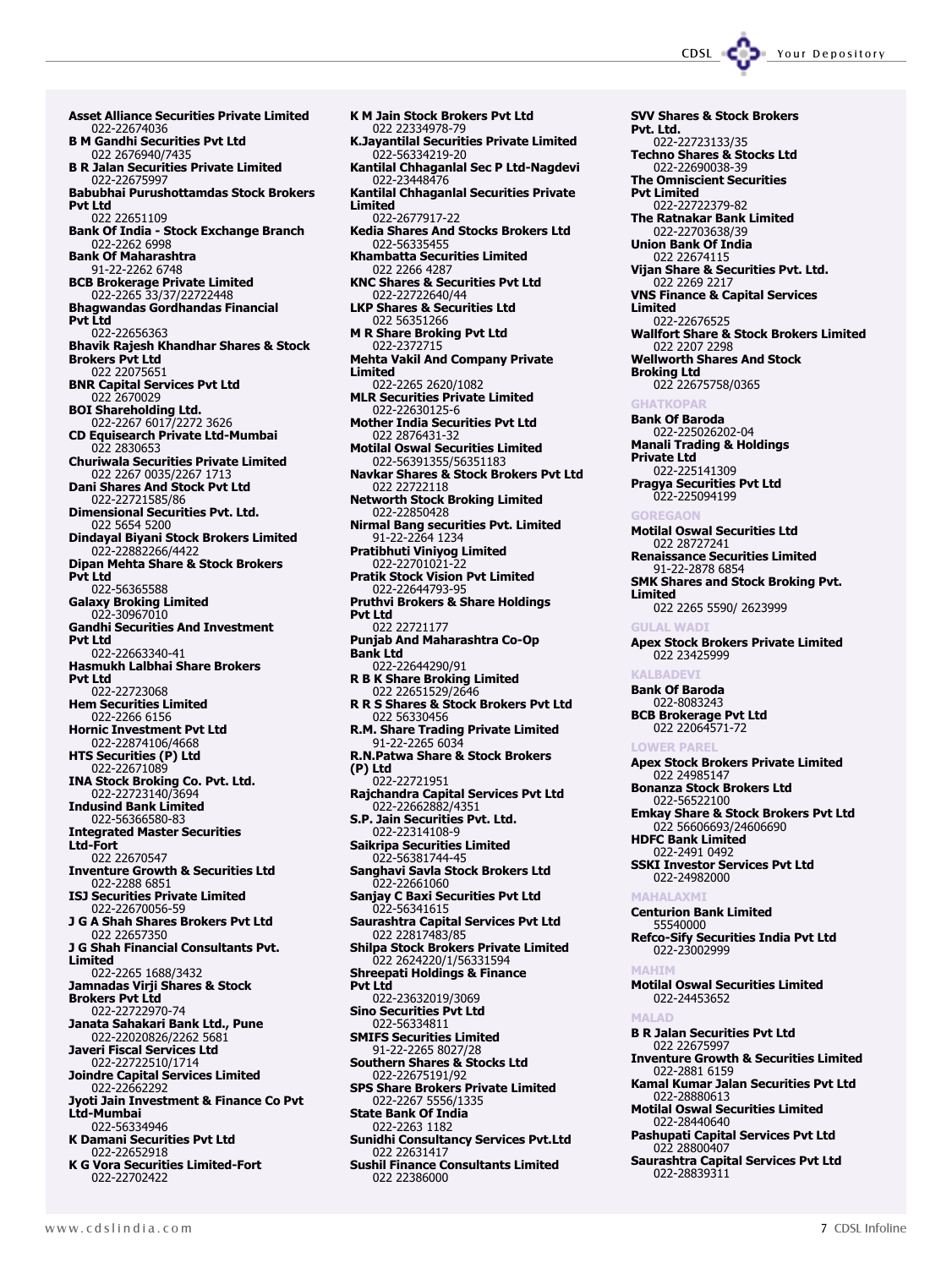**Asset Alliance Securities Private Limited**
022-22674036
**B M Gandhi Securities Pvt Ltd**
022 2676940/7435
**B R Jalan Securities Private Limited**
022-22675997
**Babubhai Purushottamdas Stock Brokers Pvt Ltd**
022 22651109
**Bank Of India - Stock Exchange Branch**
022-2262 6998
**Bank Of Maharashtra**
91-22-2262 6748
**BCB Brokerage Private Limited**
022-2265 33/37/22722448
**Bhagwandas Gordhandas Financial Pvt Ltd**
022-22656363
**Bhavik Rajesh Khandhar Shares & Stock Brokers Pvt Ltd**
022 22075651
**BNR Capital Services Pvt Ltd**
022 2670029
**BOI Shareholding Ltd.**
022-2267 6017/2272 3626
**CD Equisearch Private Ltd-Mumbai**
022 2830653
**Churiwala Securities Private Limited**
022 2267 0035/2267 1713
**Dani Shares And Stock Pvt Ltd**
022-22721585/86
**Dimensional Securities Pvt. Ltd.**
022 5654 5200
**Dindayal Biyani Stock Brokers Limited**
022-22882266/4422
**Dipan Mehta Share & Stock Brokers Pvt Ltd**
022-56365588
**Galaxy Broking Limited**
022-30967010
**Gandhi Securities And Investment Pvt Ltd**
022-22663340-41
**Hasmukh Lalbhai Share Brokers Pvt Ltd**
022-22723068
**Hem Securities Limited**
022-2266 6156
**Hornic Investment Pvt Ltd**
022-22874106/4668
**HTS Securities (P) Ltd**
022-22671089
**INA Stock Broking Co. Pvt. Ltd.**
022-22723140/3694
**Indusind Bank Limited**
022-56366580-83
**Integrated Master Securities Ltd-Fort**
022 22670547
**Inventure Growth & Securities Ltd**
022-2288 6851
**ISJ Securities Private Limited**
022-22670056-59
**J G A Shah Shares Brokers Pvt Ltd**
022 22657350
**J G Shah Financial Consultants Pvt. Limited**
022-2265 1688/3432
**Jamnadas Virji Shares & Stock Brokers Pvt Ltd**
022-22722970-74
**Janata Sahakari Bank Ltd., Pune**
022-22020826/2262 5681
**Javeri Fiscal Services Ltd**
022-22722510/1714
**Joindre Capital Services Limited**
022-22662292
**Jyoti Jain Investment & Finance Co Pvt Ltd-Mumbai**
022-56334946
**K Damani Securities Pvt Ltd**
022-22652918
**K G Vora Securities Limited-Fort**
022-22702422
**K M Jain Stock Brokers Pvt Ltd**
022 22334978-79
**K.Jayantilal Securities Private Limited**
022-56334219-20
**Kantilal Chhaganlal Sec P Ltd-Nagdevi**
022-23448476
**Kantilal Chhaganlal Securities Private Limited**
022-2677917-22
**Kedia Shares And Stocks Brokers Ltd**
022-56335455
**Khambatta Securities Limited**
022 2266 4287
**KNC Shares & Securities Pvt Ltd**
022-22722640/44
**LKP Shares & Securities Ltd**
022 56351266
**M R Share Broking Pvt Ltd**
022-2372715
**Mehta Vakil And Company Private Limited**
022-2265 2620/1082
**MLR Securities Private Limited**
022-22630125-6
**Mother India Securities Pvt Ltd**
022 2876431-32
**Motilal Oswal Securities Limited**
022-56391355/56351183
**Navkar Shares & Stock Brokers Pvt Ltd**
022 22722118
**Networth Stock Broking Limited**
022-22850428
**Nirmal Bang securities Pvt. Limited**
91-22-2264 1234
**Pratibhuti Viniyog Limited**
022-22701021-22
**Pratik Stock Vision Pvt Limited**
022-22644793-95
**Pruthvi Brokers & Share Holdings Pvt Ltd**
022 22721177
**Punjab And Maharashtra Co-Op Bank Ltd**
022-22644290/91
**R B K Share Broking Limited**
022 22651529/2646
**R R S Shares & Stock Brokers Pvt Ltd**
022 56330456
**R.M. Share Trading Private Limited**
91-22-2265 6034
**R.N.Patwa Share & Stock Brokers (P) Ltd**
022-22721951
**Rajchandra Capital Services Pvt Ltd**
022-22662882/4351
**S.P. Jain Securities Pvt. Ltd.**
022-22314108-9
**Saikripa Securities Limited**
022-56381744-45
**Sanghavi Savla Stock Brokers Ltd**
022-22661060
**Sanjay C Baxi Securities Pvt Ltd**
022-56341615
**Saurashtra Capital Services Pvt Ltd**
022 22817483/85
**Shilpa Stock Brokers Private Limited**
022 2624220/1/56331594
**Shreepati Holdings & Finance Pvt Ltd**
022-23632019/3069
**Sino Securities Pvt Ltd**
022-56334811
**SMIFS Securities Limited**
91-22-2265 8027/28
**Southern Shares & Stocks Ltd**
022-22675191/92
**SPS Share Brokers Private Limited**
022-2267 5556/1335
**State Bank Of India**
022-2263 1182
**Sunidhi Consultancy Services Pvt.Ltd**
022 22631417
**Sushil Finance Consultants Limited**
022 22386000
**SVV Shares & Stock Brokers Pvt. Ltd.**
022-22723133/35
**Techno Shares & Stocks Ltd**
022-22690038-39
**The Omniscient Securities Pvt Limited**
022-22722379-82
**The Ratnakar Bank Limited**
022-22703638/39
**Union Bank Of India**
022 22674115
**Vijan Share & Securities Pvt. Ltd.**
022 2269 2217
**VNS Finance & Capital Services Limited**
022-22676525
**Wallfort Share & Stock Brokers Limited**
022 2207 2298
**Wellworth Shares And Stock Broking Ltd**
022 22675758/0365

### GHATKOPAR

**Bank Of Baroda**
022-225026202-04
**Manali Trading & Holdings Private Ltd**
022-225141309
**Pragya Securities Pvt Ltd**
022-225094199

### GOREGAON

**Motilal Oswal Securities Ltd**
022 28727241
**Renaissance Securities Limited**
91-22-2878 6854
**SMK Shares and Stock Broking Pvt. Limited**
022 2265 5590/ 2623999

### GULAL WADI

**Apex Stock Brokers Private Limited**
022 23425999

### KALBADEVI

**Bank Of Baroda**
022-8083243
**BCB Brokerage Pvt Ltd**
022 22064571-72

### LOWER PAREL

**Apex Stock Brokers Private Limited**
022 24985147
**Bonanza Stock Brokers Ltd**
022-56522100
**Emkay Share & Stock Brokers Pvt Ltd**
022 56606693/24606690
**HDFC Bank Limited**
022-2491 0492
**SSKI Investor Services Pvt Ltd**
022-24982000

### MAHALAXMI

**Centurion Bank Limited**
55540000
**Refco-Sify Securities India Pvt Ltd**
022-23002999

### MAHIM

**Motilal Oswal Securities Limited**
022-24453652

### MALAD

**B R Jalan Securities Pvt Ltd**
022 22675997
**Inventure Growth & Securities Limited**
022-2881 6159
**Kamal Kumar Jalan Securities Pvt Ltd**
022-28880613
**Motilal Oswal Securities Limited**
022-28440640
**Pashupati Capital Services Pvt Ltd**
022 28800407
**Saurashtra Capital Services Pvt Ltd**
022-28839311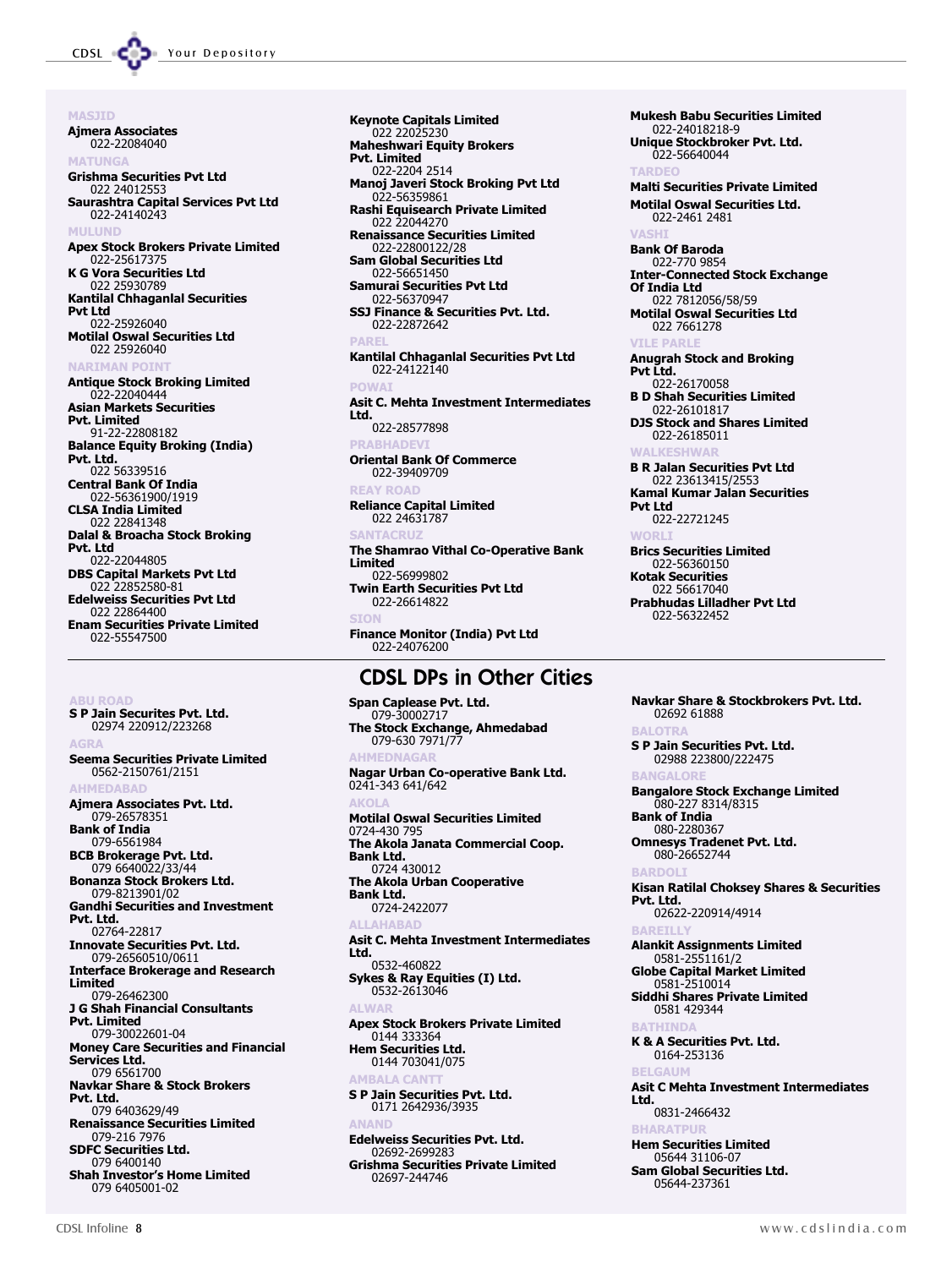**MASJID**

**Ajmera Associates**
022-22084040

**MATUNGA**

**Grishma Securities Pvt Ltd**
022 24012553

**Saurashtra Capital Services Pvt Ltd**
022-24140243

**MULUND**

**Apex Stock Brokers Private Limited**
022-25617375

**K G Vora Securities Ltd**
022 25930789

**Kantilal Chhaganlal Securities Pvt Ltd**
022-25926040

**Motilal Oswal Securities Ltd**
022 25926040

**NARIMAN POINT**

**Antique Stock Broking Limited**
022-22040444

**Asian Markets Securities Pvt. Limited**
91-22-22808182

**Balance Equity Broking (India) Pvt. Ltd.**
022 56339516

**Central Bank Of India**
022-56361900/1919

**CLSA India Limited**
022 22841348

**Dalal & Broacha Stock Broking Pvt. Ltd**
022-22044805

**DBS Capital Markets Pvt Ltd**
022 22852580-81

**Edelweiss Securities Pvt Ltd**
022 22864400

**Enam Securities Private Limited**
022-55547500

**Keynote Capitals Limited**
022 22025230

**Maheshwari Equity Brokers Pvt. Limited**
022-2204 2514

**Manoj Javeri Stock Broking Pvt Ltd**
022-56359861

**Rashi Equisearch Private Limited**
022 22044270

**Renaissance Securities Limited**
022-22800122/28

**Sam Global Securities Ltd**
022-56651450

**Samurai Securities Pvt Ltd**
022-56370947

**SSJ Finance & Securities Pvt. Ltd.**
022-22872642

**PAREL**

**Kantilal Chhaganlal Securities Pvt Ltd**
022-24122140

**POWAI**

**Asit C. Mehta Investment Intermediates Ltd.**
022-28577898

**PRABHADEVI**

**Oriental Bank Of Commerce**
022-39409709

**REAY ROAD**

**Reliance Capital Limited**
022 24631787

**SANTACRUZ**

**The Shamrao Vithal Co-Operative Bank Limited**
022-56999802

**Twin Earth Securities Pvt Ltd**
022-26614822

**SION**

**Finance Monitor (India) Pvt Ltd**
022-24076200

**Mukesh Babu Securities Limited**
022-24018218-9

**Unique Stockbroker Pvt. Ltd.**
022-56640044

**TARDEO**

**Malti Securities Private Limited**

**Motilal Oswal Securities Ltd.**
022-2461 2481

**VASHI**

**Bank Of Baroda**
022-770 9854

**Inter-Connected Stock Exchange Of India Ltd**
022 7812056/58/59

**Motilal Oswal Securities Ltd**
022 7661278

**VILE PARLE**

**Anugrah Stock and Broking Pvt Ltd.**
022-26170058

**B D Shah Securities Limited**
022-26101817

**DJS Stock and Shares Limited**
022-26185011

**WALKESHWAR**

**B R Jalan Securities Pvt Ltd**
022 23613415/2553

**Kamal Kumar Jalan Securities Pvt Ltd**
022-22721245

**WORLI**

**Brics Securities Limited**
022-56360150

**Kotak Securities**
022 56617040

**Prabhudas Lilladher Pvt Ltd**
022-56322452

## CDSL DPs in Other Cities

**ABU ROAD**

**S P Jain Securites Pvt. Ltd.**
02974 220912/223268

**AGRA**

**Seema Securities Private Limited**
0562-2150761/2151

**AHMEDABAD**

**Ajmera Associates Pvt. Ltd.**
079-26578351

**Bank of India**
079-6561984

**BCB Brokerage Pvt. Ltd.**
079 6640022/33/44

**Bonanza Stock Brokers Ltd.**
079-8213901/02

**Gandhi Securities and Investment Pvt. Ltd.**
02764-22817

**Innovate Securities Pvt. Ltd.**
079-26560510/0611

**Interface Brokerage and Research Limited**
079-26462300

**J G Shah Financial Consultants Pvt. Limited**
079-30022601-04

**Money Care Securities and Financial Services Ltd.**
079 6561700

**Navkar Share & Stock Brokers Pvt. Ltd.**
079 6403629/49

**Renaissance Securities Limited**
079-216 7976

**SDFC Securities Ltd.**
079 6400140

**Shah Investor's Home Limited**
079 6405001-02

**Span Caplease Pvt. Ltd.**
079-30002717

**The Stock Exchange, Ahmedabad**
079-630 7971/77

**AHMEDNAGAR**

**Nagar Urban Co-operative Bank Ltd.**
0241-343 641/642

**AKOLA**

**Motilal Oswal Securities Limited**
0724-430 795

**The Akola Janata Commercial Coop. Bank Ltd.**
0724 430012

**The Akola Urban Cooperative Bank Ltd.**
0724-2422077

**ALLAHABAD**

**Asit C. Mehta Investment Intermediates Ltd.**
0532-460822

**Sykes & Ray Equities (I) Ltd.**
0532-2613046

**ALWAR**

**Apex Stock Brokers Private Limited**
0144 333364

**Hem Securities Ltd.**
0144 703041/075

**AMBALA CANTT**

**S P Jain Securities Pvt. Ltd.**
0171 2642936/3935

**ANAND**

**Edelweiss Securities Pvt. Ltd.**
02692-2699283

**Grishma Securities Private Limited**
02697-244746

**Navkar Share & Stockbrokers Pvt. Ltd.**
02692 61888

**BALOTRA**

**S P Jain Securities Pvt. Ltd.**
02988 223800/222475

**BANGALORE**

**Bangalore Stock Exchange Limited**
080-227 8314/8315

**Bank of India**
080-2280367

**Omnesys Tradenet Pvt. Ltd.**
080-26652744

**BARDOLI**

**Kisan Ratilal Choksey Shares & Securities Pvt. Ltd.**
02622-220914/4914

**BAREILLY**

**Alankit Assignments Limited**
0581-2551161/2

**Globe Capital Market Limited**
0581-2510014

**Siddhi Shares Private Limited**
0581 429344

**BATHINDA**

**K & A Securities Pvt. Ltd.**
0164-253136

**BELGAUM**

**Asit C Mehta Investment Intermediates Ltd.**
0831-2466432

**BHARATPUR**

**Hem Securities Limited**
05644 31106-07

**Sam Global Securities Ltd.**
05644-237361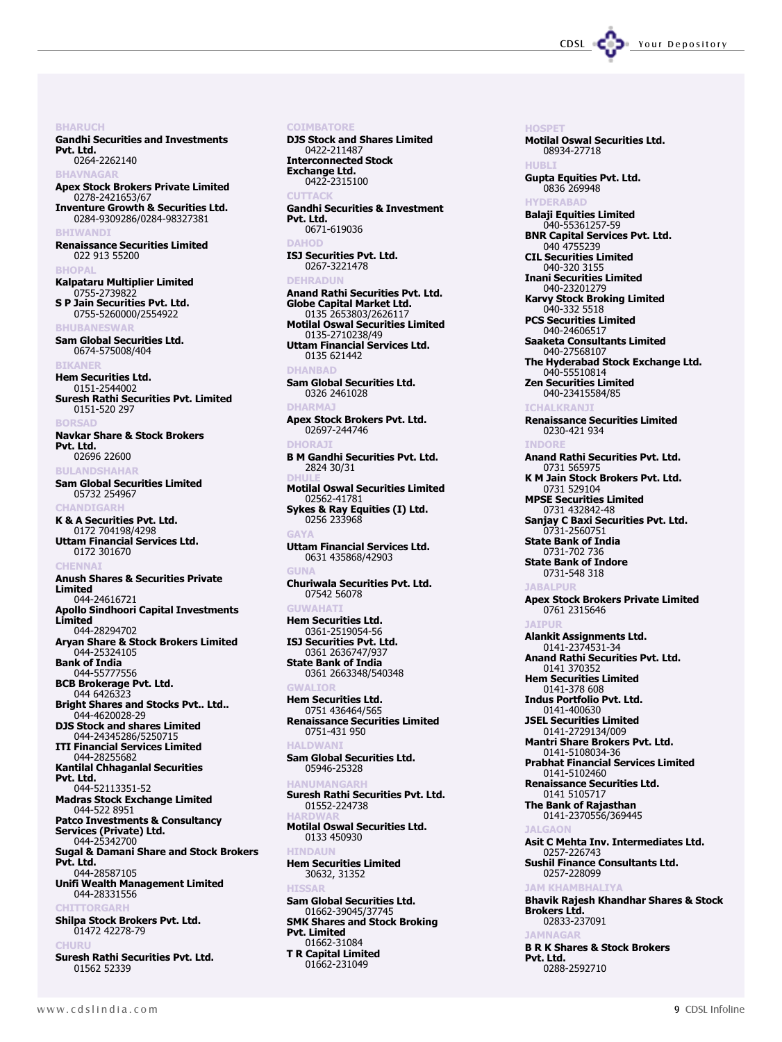### BHARUCH

**Gandhi Securities and Investments Pvt. Ltd.**
0264-2262140

### BHAVNAGAR

**Apex Stock Brokers Private Limited**
0278-2421653/67

**Inventure Growth & Securities Ltd.**
0284-9309286/0284-98327381

### BHIWANDI

**Renaissance Securities Limited**
022 913 55200

### BHOPAL

**Kalpataru Multiplier Limited**
0755-2739822

**S P Jain Securities Pvt. Ltd.**
0755-5260000/2554922

### BHUBANESWAR

**Sam Global Securities Ltd.**
0674-575008/404

### BIKANER

**Hem Securities Ltd.**
0151-2544002

**Suresh Rathi Securities Pvt. Limited**
0151-520 297

### BORSAD

**Navkar Share & Stock Brokers Pvt. Ltd.**
02696 22600

### BULANDSHAHAR

**Sam Global Securities Limited**
05732 254967

### CHANDIGARH

**K & A Securities Pvt. Ltd.**
0172 704198/4298

**Uttam Financial Services Ltd.**
0172 301670

### CHENNAI

**Anush Shares & Securities Private Limited**
044-24616721

**Apollo Sindhoori Capital Investments Limited**
044-28294702

**Aryan Share & Stock Brokers Limited**
044-25324105

**Bank of India**
044-55777556

**BCB Brokerage Pvt. Ltd.**
044 6426323

**Bright Shares and Stocks Pvt.. Ltd..**
044-4620028-29

**DJS Stock and shares Limited**
044-24345286/5250715

**ITI Financial Services Limited**
044-28255682

**Kantilal Chhaganlal Securities Pvt. Ltd.**
044-52113351-52

**Madras Stock Exchange Limited**
044-522 8951

**Patco Investments & Consultancy Services (Private) Ltd.**
044-25342700

**Sugal & Damani Share and Stock Brokers Pvt. Ltd.**
044-28587105

**Unifi Wealth Management Limited**
044-28331556

### CHITTORGARH

**Shilpa Stock Brokers Pvt. Ltd.**
01472 42278-79

### CHURU

**Suresh Rathi Securities Pvt. Ltd.**
01562 52339

### COIMBATORE

**DJS Stock and Shares Limited**
0422-211487

**Interconnected Stock Exchange Ltd.**
0422-2315100

### CUTTACK

**Gandhi Securities & Investment Pvt. Ltd.**
0671-619036

### DAHOD

**ISJ Securities Pvt. Ltd.**
0267-3221478

### DEHRADUN

**Anand Rathi Securities Pvt. Ltd.**

**Globe Capital Market Ltd.**
0135 2653803/2626117

**Motilal Oswal Securities Limited**
0135-2710238/49

**Uttam Financial Services Ltd.**
0135 621442

### DHANBAD

**Sam Global Securities Ltd.**
0326 2461028

### DHARMAJ

**Apex Stock Brokers Pvt. Ltd.**
02697-244746

### DHORAJI

**B M Gandhi Securities Pvt. Ltd.**
2824 30/31

### DHULE

**Motilal Oswal Securities Limited**
02562-41781

**Sykes & Ray Equities (I) Ltd.**
0256 233968

### GAYA

**Uttam Financial Services Ltd.**
0631 435868/42903

### GUNA

**Churiwala Securities Pvt. Ltd.**
07542 56078

### GUWAHATI

**Hem Securities Ltd.**
0361-2519054-56

**ISJ Securities Pvt. Ltd.**
0361 2636747/937

**State Bank of India**
0361 2663348/540348

### GWALIOR

**Hem Securities Ltd.**
0751 436464/565

**Renaissance Securities Limited**
0751-431 950

### HALDWANI

**Sam Global Securities Ltd.**
05946-25328

### HANUMANGARH

**Suresh Rathi Securities Pvt. Ltd.**
01552-224738

### HARDWAR

**Motilal Oswal Securities Ltd.**
0133 450930

### HINDAUN

**Hem Securities Limited**
30632, 31352

### HISSAR

**Sam Global Securities Ltd.**
01662-39045/37745

**SMK Shares and Stock Broking Pvt. Limited**
01662-31084

**T R Capital Limited**
01662-231049

### HOSPET

**Motilal Oswal Securities Ltd.**
08934-27718

### HUBLI

**Gupta Equities Pvt. Ltd.**
0836 269948

### HYDERABAD

**Balaji Equities Limited**
040-55361257-59

**BNR Capital Services Pvt. Ltd.**
040 4755239

**CIL Securities Limited**
040-320 3155

**Inani Securities Limited**
040-23201279

**Karvy Stock Broking Limited**
040-332 5518

**PCS Securities Limited**
040-24606517

**Saaketa Consultants Limited**
040-27568107

**The Hyderabad Stock Exchange Ltd.**
040-55510814

**Zen Securities Limited**
040-23415584/85

### ICHALKRANJI

**Renaissance Securities Limited**
0230-421 934

### INDORE

**Anand Rathi Securities Pvt. Ltd.**
0731 565975

**K M Jain Stock Brokers Pvt. Ltd.**
0731 529104

**MPSE Securities Limited**
0731 432842-48

**Sanjay C Baxi Securities Pvt. Ltd.**
0731-2560751

**State Bank of India**
0731-702 736

**State Bank of Indore**
0731-548 318

### JABALPUR

**Apex Stock Brokers Private Limited**
0761 2315646

### JAIPUR

**Alankit Assignments Ltd.**
0141-2374531-34

**Anand Rathi Securities Pvt. Ltd.**
0141 370352

**Hem Securities Limited**
0141-378 608

**Indus Portfolio Pvt. Ltd.**
0141-400630

**JSEL Securities Limited**
0141-2729134/009

**Mantri Share Brokers Pvt. Ltd.**
0141-5108034-36

**Prabhat Financial Services Limited**
0141-5102460

**Renaissance Securities Ltd.**
0141 5105717

**The Bank of Rajasthan**
0141-2370556/369445

### JALGAON

**Asit C Mehta Inv. Intermediates Ltd.**
0257-226743

**Sushil Finance Consultants Ltd.**
0257-228099

### JAM KHAMBHALIYA

**Bhavik Rajesh Khandhar Shares & Stock Brokers Ltd.**
02833-237091

### JAMNAGAR

**B R K Shares & Stock Brokers Pvt. Ltd.**
0288-2592710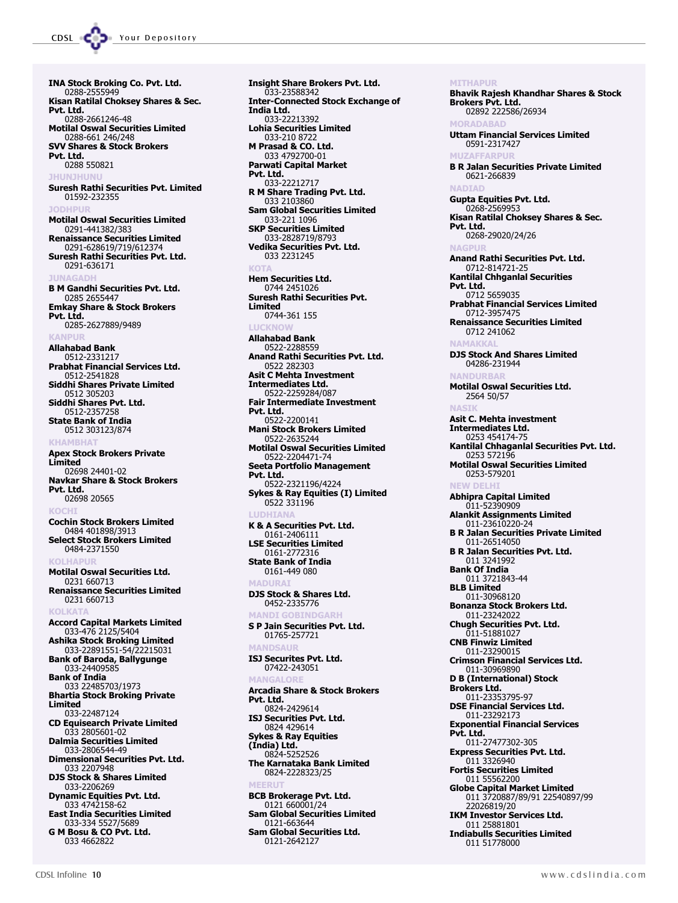**INA Stock Broking Co. Pvt. Ltd.**
0288-2555949

**Kisan Ratilal Choksey Shares & Sec. Pvt. Ltd.**
0288-2661246-48

**Motilal Oswal Securities Limited**
0288-661 246/248

**SVV Shares & Stock Brokers Pvt. Ltd.**
0288 550821

### JHUNJHUNU

**Suresh Rathi Securities Pvt. Limited**
01592-232355

### JODHPUR

**Motilal Oswal Securities Limited**
0291-441382/383

**Renaissance Securities Limited**
0291-628619/719/612374

**Suresh Rathi Securities Pvt. Ltd.**
0291-636171

### JUNAGADH

**B M Gandhi Securities Pvt. Ltd.**
0285 2655447

**Emkay Share & Stock Brokers Pvt. Ltd.**
0285-2627889/9489

### KANPUR

**Allahabad Bank**
0512-2331217

**Prabhat Financial Services Ltd.**
0512-2541828

**Siddhi Shares Private Limited**
0512 305203

**Siddhi Shares Pvt. Ltd.**
0512-2357258

**State Bank of India**
0512 303123/874

### KHAMBHAT

**Apex Stock Brokers Private Limited**
02698 24401-02

**Navkar Share & Stock Brokers Pvt. Ltd.**
02698 20565

### KOCHI

**Cochin Stock Brokers Limited**
0484 401898/3913

**Select Stock Brokers Limited**
0484-2371550

### KOLHAPUR

**Motilal Oswal Securities Ltd.**
0231 660713

**Renaissance Securities Limited**
0231 660713

### KOLKATA

**Accord Capital Markets Limited**
033-476 2125/5404

**Ashika Stock Broking Limited**
033-22891551-54/22215031

**Bank of Baroda, Ballygunge**
033-24409585

**Bank of India**
033 22485703/1973

**Bhartia Stock Broking Private Limited**
033-22487124

**CD Equisearch Private Limited**
033 2805601-02

**Dalmia Securities Limited**
033-2806544-49

**Dimensional Securities Pvt. Ltd.**
033 2207948

**DJS Stock & Shares Limited**
033-2206269

**Dynamic Equities Pvt. Ltd.**
033 4742158-62

**East India Securities Limited**
033-334 5527/5689

**G M Bosu & CO Pvt. Ltd.**
033 4662822

**Insight Share Brokers Pvt. Ltd.**
033-23588342

**Inter-Connected Stock Exchange of India Ltd.**
033-22213392

**Lohia Securities Limited**
033-210 8722

**M Prasad & CO. Ltd.**
033 4792700-01

**Parwati Capital Market Pvt. Ltd.**
033-22212717

**R M Share Trading Pvt. Ltd.**
033 2103860

**Sam Global Securities Limited**
033-221 1096

**SKP Securities Limited**
033-2828719/8793

**Vedika Securities Pvt. Ltd.**
033 2231245

### KOTA

**Hem Securities Ltd.**
0744 2451026

**Suresh Rathi Securities Pvt. Limited**
0744-361 155

### LUCKNOW

**Allahabad Bank**
0522-2288559

**Anand Rathi Securities Pvt. Ltd.**
0522 282303

**Asit C Mehta Investment Intermediates Ltd.**
0522-2259284/087

**Fair Intermediate Investment Pvt. Ltd.**
0522-2200141

**Mani Stock Brokers Limited**
0522-2635244

**Motilal Oswal Securities Limited**
0522-2204471-74

**Seeta Portfolio Management Pvt. Ltd.**
0522-2321196/4224

**Sykes & Ray Equities (I) Limited**
0522 331196

### LUDHIANA

**K & A Securities Pvt. Ltd.**
0161-2406111

**LSE Securities Limited**
0161-2772316

**State Bank of India**
0161-449 080

### MADURAI

**DJS Stock & Shares Ltd.**
0452-2335776

### MANDI GOBINDGARH

**S P Jain Securities Pvt. Ltd.**
01765-257721

### MANDSAUR

**ISJ Securites Pvt. Ltd.**
07422-243051

### MANGALORE

**Arcadia Share & Stock Brokers Pvt. Ltd.**
0824-2429614

**ISJ Securities Pvt. Ltd.**
0824 429614

**Sykes & Ray Equities (India) Ltd.**
0824-5252526

**The Karnataka Bank Limited**
0824-2228323/25

### MEERUT

**BCB Brokerage Pvt. Ltd.**
0121 660001/24

**Sam Global Securities Limited**
0121-663644

**Sam Global Securities Ltd.**
0121-2642127

### MITHAPUR

**Bhavik Rajesh Khandhar Shares & Stock Brokers Pvt. Ltd.**
02892 222586/26934

### MORADABAD

**Uttam Financial Services Limited**
0591-2317427

### MUZAFFARPUR

**B R Jalan Securities Private Limited**
0621-266839

### NADIAD

**Gupta Equities Pvt. Ltd.**
0268-2569953

**Kisan Ratilal Choksey Shares & Sec. Pvt. Ltd.**
0268-29020/24/26

### NAGPUR

**Anand Rathi Securities Pvt. Ltd.**
0712-814721-25

**Kantilal Chhganlal Securities Pvt. Ltd.**
0712 5659035

**Prabhat Financial Services Limited**
0712-3957475

**Renaissance Securities Limited**
0712 241062

### NAMAKKAL

**DJS Stock And Shares Limited**
04286-231944

### NANDURBAR

**Motilal Oswal Securities Ltd.**
2564 50/57

### NASIK

**Asit C. Mehta investment Intermediates Ltd.**
0253 454174-75

**Kantilal Chhaganlal Securities Pvt. Ltd.**
0253 572196

**Motilal Oswal Securities Limited**
0253-579201

### NEW DELHI

**Abhipra Capital Limited**
011-52390909

**Alankit Assignments Limited**
011-23610220-24

**B R Jalan Securities Private Limited**
011-26514050

**B R Jalan Securities Pvt. Ltd.**
011 3241992

**Bank Of India**
011 3721843-44

**BLB Limited**
011-30968120

**Bonanza Stock Brokers Ltd.**
011-23242022

**Chugh Securities Pvt. Ltd.**
011-51881027

**CNB Finwiz Limited**
011-23290015

**Crimson Financial Services Ltd.**
011-30969890

**D B (International) Stock Brokers Ltd.**
011-23353795-97

**DSE Financial Services Ltd.**
011-23292173

**Exponential Financial Services Pvt. Ltd.**
011-27477302-305

**Express Securities Pvt. Ltd.**
011 3326940

**Fortis Securities Limited**
011 55562200

**Globe Capital Market Limited**
011 3720887/89/91 22540897/99 22026819/20

**IKM Investor Services Ltd.**
011 25881801

**Indiabulls Securities Limited**
011 51778000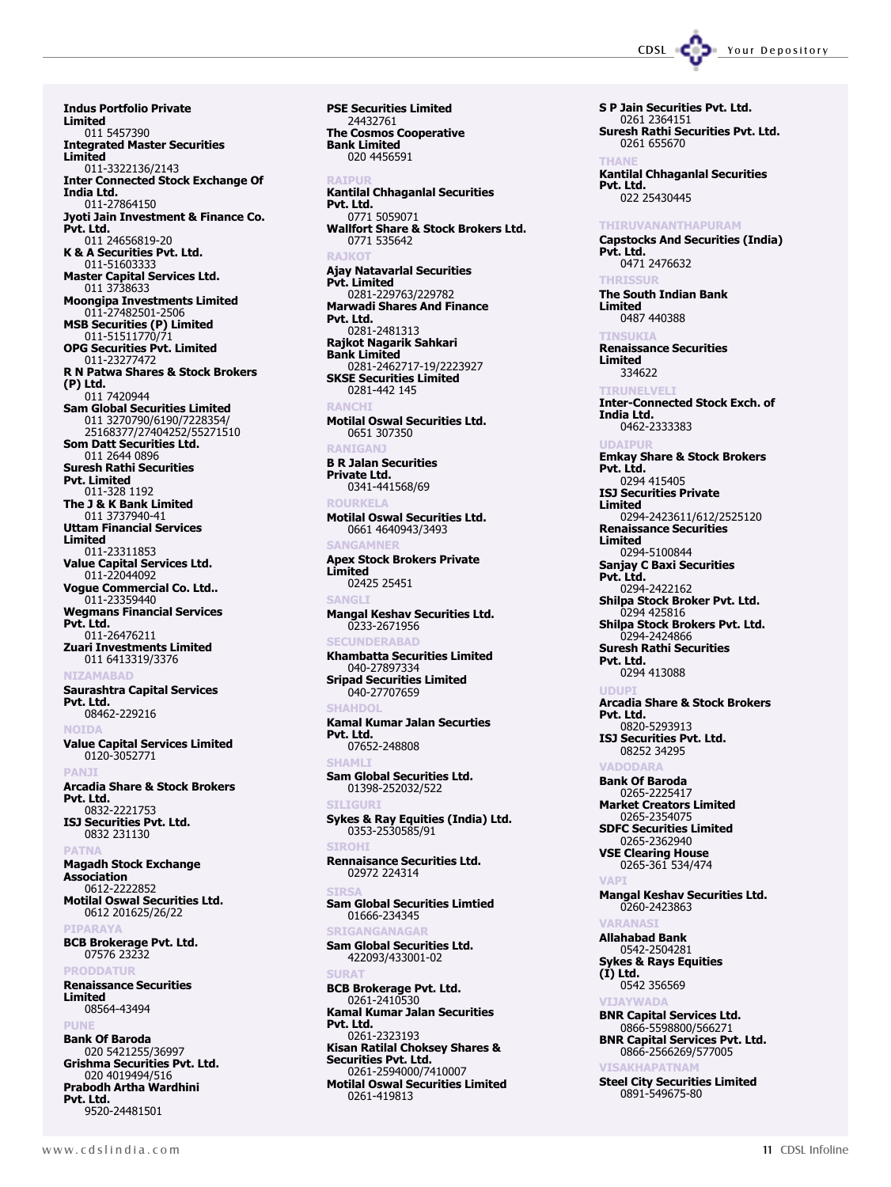**Indus Portfolio Private Limited**
011 5457390

**Integrated Master Securities Limited**
011-3322136/2143

**Inter Connected Stock Exchange Of India Ltd.**
011-27864150

**Jyoti Jain Investment & Finance Co. Pvt. Ltd.**
011 24656819-20

**K & A Securities Pvt. Ltd.**
011-51603333

**Master Capital Services Ltd.**
011 3738633

**Moongipa Investments Limited**
011-27482501-2506

**MSB Securities (P) Limited**
011-51511770/71

**OPG Securities Pvt. Limited**
011-23277472

**R N Patwa Shares & Stock Brokers (P) Ltd.**
011 7420944

**Sam Global Securities Limited**
011 3270790/6190/7228354/25168377/27404252/55271510

**Som Datt Securities Ltd.**
011 2644 0896

**Suresh Rathi Securities Pvt. Limited**
011-328 1192

**The J & K Bank Limited**
011 3737940-41

**Uttam Financial Services Limited**
011-23311853

**Value Capital Services Ltd.**
011-22044092

**Vogue Commercial Co. Ltd..**
011-23359440

**Wegmans Financial Services Pvt. Ltd.**
011-26476211

**Zuari Investments Limited**
011 6413319/3376

### NIZAMABAD

**Saurashtra Capital Services Pvt. Ltd.**
08462-229216

### NOIDA

**Value Capital Services Limited**
0120-3052771

### PANJI

**Arcadia Share & Stock Brokers Pvt. Ltd.**
0832-2221753

**ISJ Securities Pvt. Ltd.**
0832 231130

### PATNA

**Magadh Stock Exchange Association**
0612-2222852

**Motilal Oswal Securities Ltd.**
0612 201625/26/22

### PIPARAYA

**BCB Brokerage Pvt. Ltd.**
07576 23232

### PRODDATUR

**Renaissance Securities Limited**
08564-43494

### PUNE

**Bank Of Baroda**
020 5421255/36997

**Grishma Securities Pvt. Ltd.**
020 4019494/516

**Prabodh Artha Wardhini Pvt. Ltd.**
9520-24481501

**PSE Securities Limited**
24432761

**The Cosmos Cooperative Bank Limited**
020 4456591

### RAIPUR

**Kantilal Chhaganlal Securities Pvt. Ltd.**
0771 5059071

**Wallfort Share & Stock Brokers Ltd.**
0771 535642

### RAJKOT

**Ajay Natavarlal Securities Pvt. Limited**
0281-229763/229782

**Marwadi Shares And Finance Pvt. Ltd.**
0281-2481313

**Rajkot Nagarik Sahkari Bank Limited**
0281-2462717-19/2223927

**SKSE Securities Limited**
0281-442 145

### RANCHI

**Motilal Oswal Securities Ltd.**
0651 307350

### RANIGANJ

**B R Jalan Securities Private Ltd.**
0341-441568/69

### ROURKELA

**Motilal Oswal Securities Ltd.**
0661 4640943/3493

### SANGAMNER

**Apex Stock Brokers Private Limited**
02425 25451

### SANGLI

**Mangal Keshav Securities Ltd.**
0233-2671956

### SECUNDERABAD

**Khambatta Securities Limited**
040-27897334

**Sripad Securities Limited**
040-27707659

### SHAHDOL

**Kamal Kumar Jalan Securties Pvt. Ltd.**
07652-248808

### SHAMLI

**Sam Global Securities Ltd.**
01398-252032/522

### SILIGURI

**Sykes & Ray Equities (India) Ltd.**
0353-2530585/91

### SIROHI

**Rennaisance Securities Ltd.**
02972 224314

### SIRSA

**Sam Global Securities Limtied**
01666-234345

### SRIGANGANAGAR

**Sam Global Securities Ltd.**
422093/433001-02

### SURAT

**BCB Brokerage Pvt. Ltd.**
0261-2410530

**Kamal Kumar Jalan Securities Pvt. Ltd.**
0261-2323193

**Kisan Ratilal Choksey Shares & Securities Pvt. Ltd.**
0261-2594000/7410007

**Motilal Oswal Securities Limited**
0261-419813

**S P Jain Securities Pvt. Ltd.**
0261 2364151

**Suresh Rathi Securities Pvt. Ltd.**
0261 655670

### THANE

**Kantilal Chhaganlal Securities Pvt. Ltd.**
022 25430445

### THIRUVANANTHAPURAM

**Capstocks And Securities (India) Pvt. Ltd.**
0471 2476632

### THRISSUR

**The South Indian Bank Limited**
0487 440388

### TINSUKIA

**Renaissance Securities Limited**
334622

### TIRUNELVELI

**Inter-Connected Stock Exch. of India Ltd.**
0462-2333383

### UDAIPUR

**Emkay Share & Stock Brokers Pvt. Ltd.**
0294 415405

**ISJ Securities Private Limited**
0294-2423611/612/2525120

**Renaissance Securities Limited**
0294-5100844

**Sanjay C Baxi Securities Pvt. Ltd.**
0294-2422162

**Shilpa Stock Broker Pvt. Ltd.**
0294 425816

**Shilpa Stock Brokers Pvt. Ltd.**
0294-2424866

**Suresh Rathi Securities Pvt. Ltd.**
0294 413088

### UDUPI

**Arcadia Share & Stock Brokers Pvt. Ltd.**
0820-5293913

**ISJ Securities Pvt. Ltd.**
08252 34295

### VADODARA

**Bank Of Baroda**
0265-2225417

**Market Creators Limited**
0265-2354075

**SDFC Securities Limited**
0265-2362940

**VSE Clearing House**
0265-361 534/474

### VAPI

**Mangal Keshav Securities Ltd.**
0260-2423863

### VARANASI

**Allahabad Bank**
0542-2504281

**Sykes & Rays Equities (I) Ltd.**
0542 356569

### VIJAYWADA

**BNR Capital Services Ltd.**
0866-5598800/566271

**BNR Capital Services Pvt. Ltd.**
0866-2566269/577005

### VISAKHAPATNAM

**Steel City Securities Limited**
0891-549675-80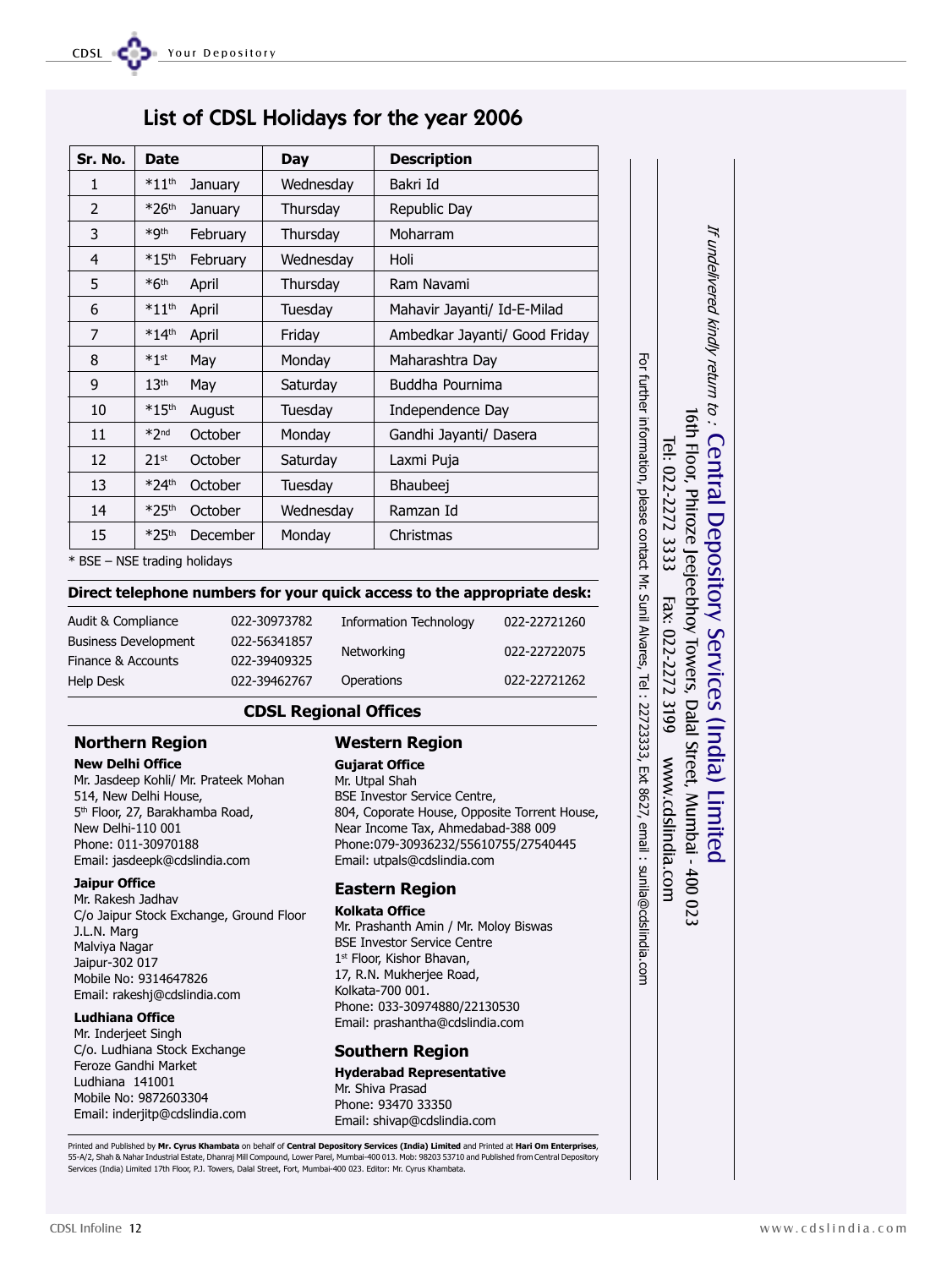# List of CDSL Holidays for the year 2006

| Sr. No. | Date | Day | Description |
|---|---|---|---|
| 1 | *11th January | Wednesday | Bakri Id |
| 2 | *26th January | Thursday | Republic Day |
| 3 | *9th February | Thursday | Moharram |
| 4 | *15th February | Wednesday | Holi |
| 5 | *6th April | Thursday | Ram Navami |
| 6 | *11th April | Tuesday | Mahavir Jayanti/ Id-E-Milad |
| 7 | *14th April | Friday | Ambedkar Jayanti/ Good Friday |
| 8 | *1st May | Monday | Maharashtra Day |
| 9 | 13th May | Saturday | Buddha Pournima |
| 10 | *15th August | Tuesday | Independence Day |
| 11 | *2nd October | Monday | Gandhi Jayanti/ Dasera |
| 12 | 21st October | Saturday | Laxmi Puja |
| 13 | *24th October | Tuesday | Bhaubeej |
| 14 | *25th October | Wednesday | Ramzan Id |
| 15 | *25th December | Monday | Christmas |

* BSE – NSE trading holidays

**Direct telephone numbers for your quick access to the appropriate desk:**

| | | | |
|---|---|---|---|
| Audit & Compliance | 022-30973782 | Information Technology | 022-22721260 |
| Business Development | 022-56341857 | Networking | 022-22722075 |
| Finance & Accounts | 022-39409325 | | |
| Help Desk | 022-39462767 | Operations | 022-22721262 |

## CDSL Regional Offices

### Northern Region

**New Delhi Office**
Mr. Jasdeep Kohli/ Mr. Prateek Mohan
514, New Delhi House,
5th Floor, 27, Barakhamba Road,
New Delhi-110 001
Phone: 011-30970188
Email: jasdeepk@cdslindia.com

**Jaipur Office**
Mr. Rakesh Jadhav
C/o Jaipur Stock Exchange, Ground Floor
J.L.N. Marg
Malviya Nagar
Jaipur-302 017
Mobile No: 9314647826
Email: rakeshj@cdslindia.com

**Ludhiana Office**
Mr. Inderjeet Singh
C/o. Ludhiana Stock Exchange
Feroze Gandhi Market
Ludhiana 141001
Mobile No: 9872603304
Email: inderjitp@cdslindia.com

### Western Region

**Gujarat Office**
Mr. Utpal Shah
BSE Investor Service Centre,
804, Coporate House, Opposite Torrent House,
Near Income Tax, Ahmedabad-388 009
Phone:079-30936232/55610755/27540445
Email: utpals@cdslindia.com

### Eastern Region

**Kolkata Office**
Mr. Prashanth Amin / Mr. Moloy Biswas
BSE Investor Service Centre
1st Floor, Kishor Bhavan,
17, R.N. Mukherjee Road,
Kolkata-700 001.
Phone: 033-30974880/22130530
Email: prashantha@cdslindia.com

### Southern Region

**Hyderabad Representative**
Mr. Shiva Prasad
Phone: 93470 33350
Email: shivap@cdslindia.com

Printed and Published by **Mr. Cyrus Khambata** on behalf of **Central Depository Services (India) Limited** and Printed at **Hari Om Enterprises**, 55-A/2, Shah & Nahar Industrial Estate, Dhanraj Mill Compound, Lower Parel, Mumbai-400 013. Mob: 98203 53710 and Published from Central Depository Services (India) Limited 17th Floor, P.J. Towers, Dalal Street, Fort, Mumbai-400 023. Editor: Mr. Cyrus Khambata.

*If undelivered kindly return to :* Central Depository Services (India) Limited
16th Floor, Phiroze Jeejeebhoy Towers, Dalal Street, Mumbai - 400 023
Tel: 022-2272 3333 Fax: 022-2272 3199 www.cdslindia.com

For further information, please contact Mr. Sunil Alvares, Tel : 22723333, Ext 8627, email : sunila@cdslindia.com